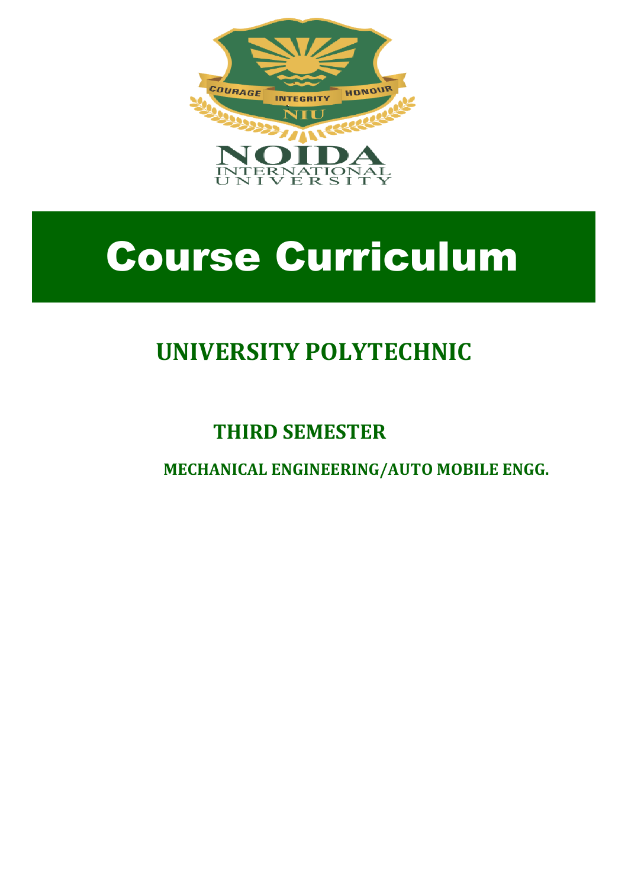# Course Curriculum

## UNIVERSITY POLYTECHNIC

### THIRD SEMESTER

**MECHANICAL ENGINEERING/AUTO MOBILE ENGG.**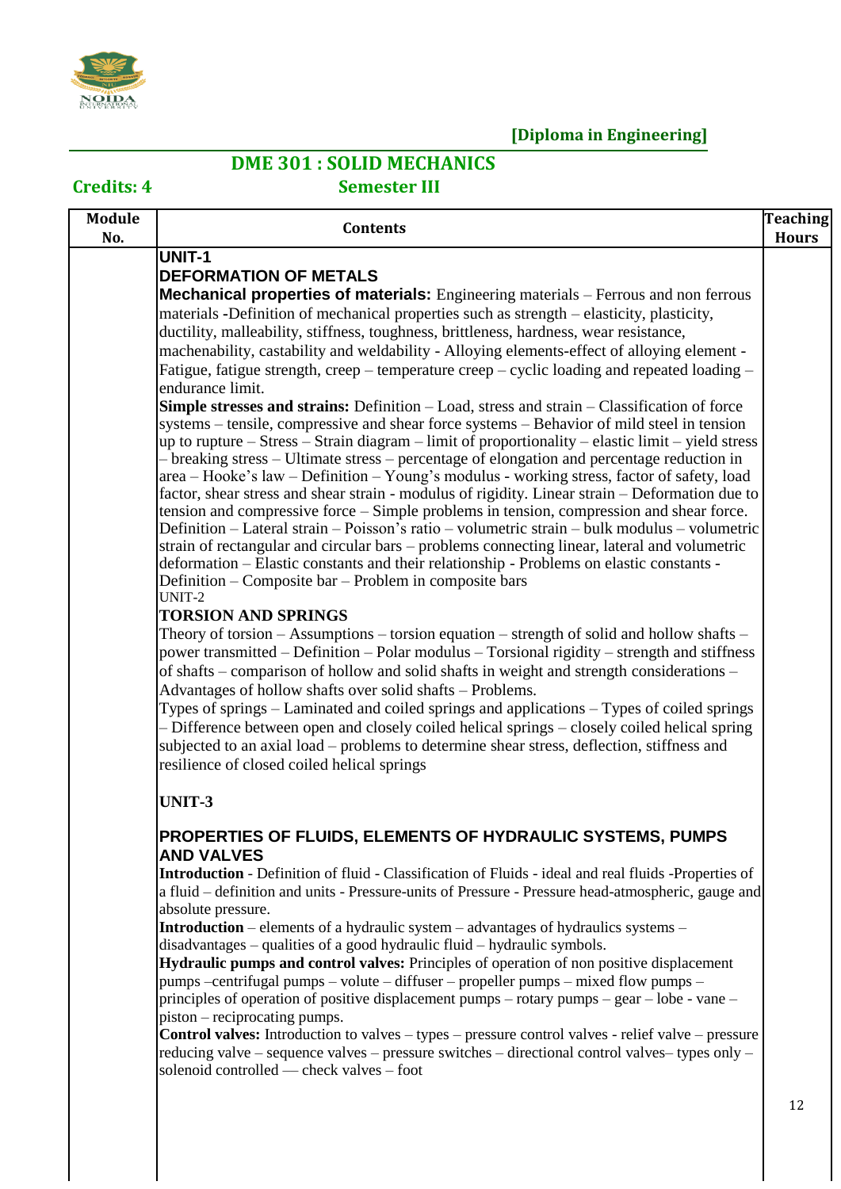**[Diploma in Engineering]**

## DME 301 : SOLID MECHANICS

**Credits: 4** **Semester III**

| Module No. | Contents | Teaching Hours |
|---|---|---|
| | **UNIT-1**<br>**DEFORMATION OF METALS**<br>**Mechanical properties of materials:** Engineering materials – Ferrous and non ferrous materials -Definition of mechanical properties such as strength – elasticity, plasticity, ductility, malleability, stiffness, toughness, brittleness, hardness, wear resistance, machenability, castability and weldability - Alloying elements-effect of alloying element - Fatigue, fatigue strength, creep – temperature creep – cyclic loading and repeated loading – endurance limit.<br>**Simple stresses and strains:** Definition – Load, stress and strain – Classification of force systems – tensile, compressive and shear force systems – Behavior of mild steel in tension up to rupture – Stress – Strain diagram – limit of proportionality – elastic limit – yield stress – breaking stress – Ultimate stress – percentage of elongation and percentage reduction in area – Hooke's law – Definition – Young's modulus - working stress, factor of safety, load factor, shear stress and shear strain - modulus of rigidity. Linear strain – Deformation due to tension and compressive force – Simple problems in tension, compression and shear force. Definition – Lateral strain – Poisson's ratio – volumetric strain – bulk modulus – volumetric strain of rectangular and circular bars – problems connecting linear, lateral and volumetric deformation – Elastic constants and their relationship - Problems on elastic constants - Definition – Composite bar – Problem in composite bars<br>UNIT-2<br>**TORSION AND SPRINGS**<br>Theory of torsion – Assumptions – torsion equation – strength of solid and hollow shafts – power transmitted – Definition – Polar modulus – Torsional rigidity – strength and stiffness of shafts – comparison of hollow and solid shafts in weight and strength considerations – Advantages of hollow shafts over solid shafts – Problems.<br>Types of springs – Laminated and coiled springs and applications – Types of coiled springs – Difference between open and closely coiled helical springs – closely coiled helical spring subjected to an axial load – problems to determine shear stress, deflection, stiffness and resilience of closed coiled helical springs<br><br>**UNIT-3**<br><br>**PROPERTIES OF FLUIDS, ELEMENTS OF HYDRAULIC SYSTEMS, PUMPS AND VALVES**<br>**Introduction** - Definition of fluid - Classification of Fluids - ideal and real fluids -Properties of a fluid – definition and units - Pressure-units of Pressure - Pressure head-atmospheric, gauge and absolute pressure.<br>**Introduction** – elements of a hydraulic system – advantages of hydraulics systems – disadvantages – qualities of a good hydraulic fluid – hydraulic symbols.<br>**Hydraulic pumps and control valves:** Principles of operation of non positive displacement pumps –centrifugal pumps – volute – diffuser – propeller pumps – mixed flow pumps – principles of operation of positive displacement pumps – rotary pumps – gear – lobe - vane – piston – reciprocating pumps.<br>**Control valves:** Introduction to valves – types – pressure control valves - relief valve – pressure reducing valve – sequence valves – pressure switches – directional control valves– types only – solenoid controlled — check valves – foot | 12 |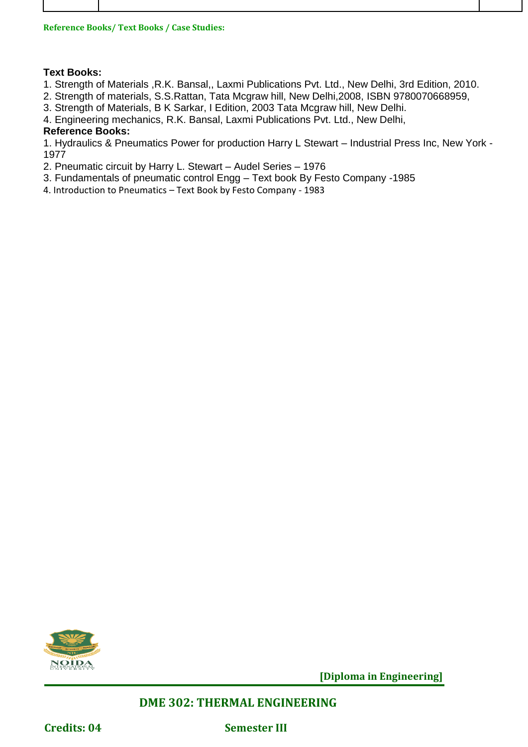**Reference Books/ Text Books / Case Studies:**

**Text Books:**

1. Strength of Materials ,R.K. Bansal,, Laxmi Publications Pvt. Ltd., New Delhi, 3rd Edition, 2010.
2. Strength of materials, S.S.Rattan, Tata Mcgraw hill, New Delhi,2008, ISBN 9780070668959,
3. Strength of Materials, B K Sarkar, I Edition, 2003 Tata Mcgraw hill, New Delhi.
4. Engineering mechanics, R.K. Bansal, Laxmi Publications Pvt. Ltd., New Delhi,

**Reference Books:**

1. Hydraulics & Pneumatics Power for production Harry L Stewart – Industrial Press Inc, New York - 1977
2. Pneumatic circuit by Harry L. Stewart – Audel Series – 1976
3. Fundamentals of pneumatic control Engg – Text book By Festo Company -1985
4. Introduction to Pneumatics – Text Book by Festo Company - 1983

**[Diploma in Engineering]**

## DME 302: THERMAL ENGINEERING

**Credits: 04** **Semester III**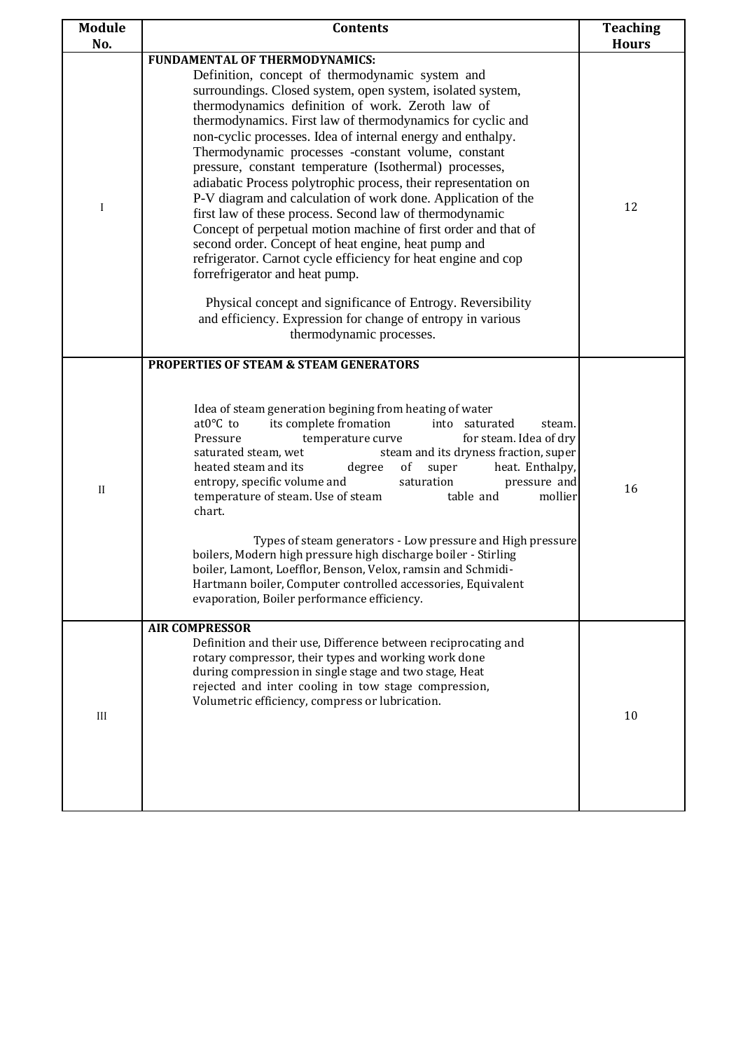| Module No. | Contents | Teaching Hours |
|---|---|---|
| I | **FUNDAMENTAL OF THERMODYNAMICS:** Definition, concept of thermodynamic system and surroundings. Closed system, open system, isolated system, thermodynamics definition of work. Zeroth law of thermodynamics. First law of thermodynamics for cyclic and non-cyclic processes. Idea of internal energy and enthalpy. Thermodynamic processes -constant volume, constant pressure, constant temperature (Isothermal) processes, adiabatic Process polytrophic process, their representation on P-V diagram and calculation of work done. Application of the first law of these process. Second law of thermodynamic Concept of perpetual motion machine of first order and that of second order. Concept of heat engine, heat pump and refrigerator. Carnot cycle efficiency for heat engine and cop forrefrigerator and heat pump. <br><br> Physical concept and significance of Entrogy. Reversibility and efficiency. Expression for change of entropy in various thermodynamic processes. | 12 |
| II | **PROPERTIES OF STEAM & STEAM GENERATORS** <br><br> Idea of steam generation begining from heating of water at0°C to its complete fromation into saturated steam. Pressure temperature curve for steam. Idea of dry saturated steam, wet steam and its dryness fraction, super heated steam and its degree of super heat. Enthalpy, entropy, specific volume and saturation pressure and temperature of steam. Use of steam table and mollier chart. <br><br> Types of steam generators - Low pressure and High pressure boilers, Modern high pressure high discharge boiler - Stirling boiler, Lamont, Loefflor, Benson, Velox, ramsin and Schmidi-Hartmann boiler, Computer controlled accessories, Equivalent evaporation, Boiler performance efficiency. | 16 |
| III | **AIR COMPRESSOR** <br> Definition and their use, Difference between reciprocating and rotary compressor, their types and working work done during compression in single stage and two stage, Heat rejected and inter cooling in tow stage compression, Volumetric efficiency, compress or lubrication. | 10 |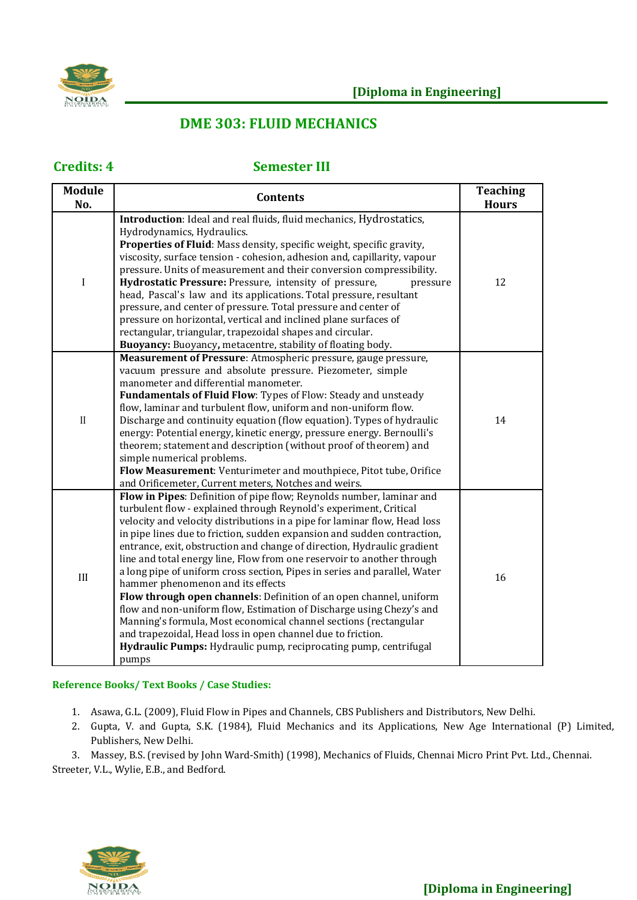# DME 303: FLUID MECHANICS

**Credits: 4** **Semester III**

| Module No. | Contents | Teaching Hours |
|---|---|---|
| I | **Introduction**: Ideal and real fluids, fluid mechanics, Hydrostatics, Hydrodynamics, Hydraulics. **Properties of Fluid**: Mass density, specific weight, specific gravity, viscosity, surface tension - cohesion, adhesion and, capillarity, vapour pressure. Units of measurement and their conversion compressibility. **Hydrostatic Pressure:** Pressure, intensity of pressure, pressure head, Pascal's law and its applications. Total pressure, resultant pressure, and center of pressure. Total pressure and center of pressure on horizontal, vertical and inclined plane surfaces of rectangular, triangular, trapezoidal shapes and circular. **Buoyancy:** Buoyancy**,** metacentre, stability of floating body. | 12 |
| II | **Measurement of Pressure**: Atmospheric pressure, gauge pressure, vacuum pressure and absolute pressure. Piezometer, simple manometer and differential manometer. **Fundamentals of Fluid Flow**: Types of Flow: Steady and unsteady flow, laminar and turbulent flow, uniform and non-uniform flow. Discharge and continuity equation (flow equation). Types of hydraulic energy: Potential energy, kinetic energy, pressure energy. Bernoulli's theorem; statement and description (without proof of theorem) and simple numerical problems. **Flow Measurement**: Venturimeter and mouthpiece, Pitot tube, Orifice and Orificemeter, Current meters, Notches and weirs. | 14 |
| III | **Flow in Pipes**: Definition of pipe flow; Reynolds number, laminar and turbulent flow - explained through Reynold's experiment, Critical velocity and velocity distributions in a pipe for laminar flow, Head loss in pipe lines due to friction, sudden expansion and sudden contraction, entrance, exit, obstruction and change of direction, Hydraulic gradient line and total energy line, Flow from one reservoir to another through a long pipe of uniform cross section, Pipes in series and parallel, Water hammer phenomenon and its effects **Flow through open channels**: Definition of an open channel, uniform flow and non-uniform flow, Estimation of Discharge using Chezy's and Manning's formula, Most economical channel sections (rectangular and trapezoidal, Head loss in open channel due to friction. **Hydraulic Pumps:** Hydraulic pump, reciprocating pump, centrifugal pumps | 16 |

**Reference Books/ Text Books / Case Studies:**

1. Asawa, G.L. (2009), Fluid Flow in Pipes and Channels, CBS Publishers and Distributors, New Delhi.
2. Gupta, V. and Gupta, S.K. (1984), Fluid Mechanics and its Applications, New Age International (P) Limited, Publishers, New Delhi.
3. Massey, B.S. (revised by John Ward-Smith) (1998), Mechanics of Fluids, Chennai Micro Print Pvt. Ltd., Chennai. Streeter, V.L., Wylie, E.B., and Bedford.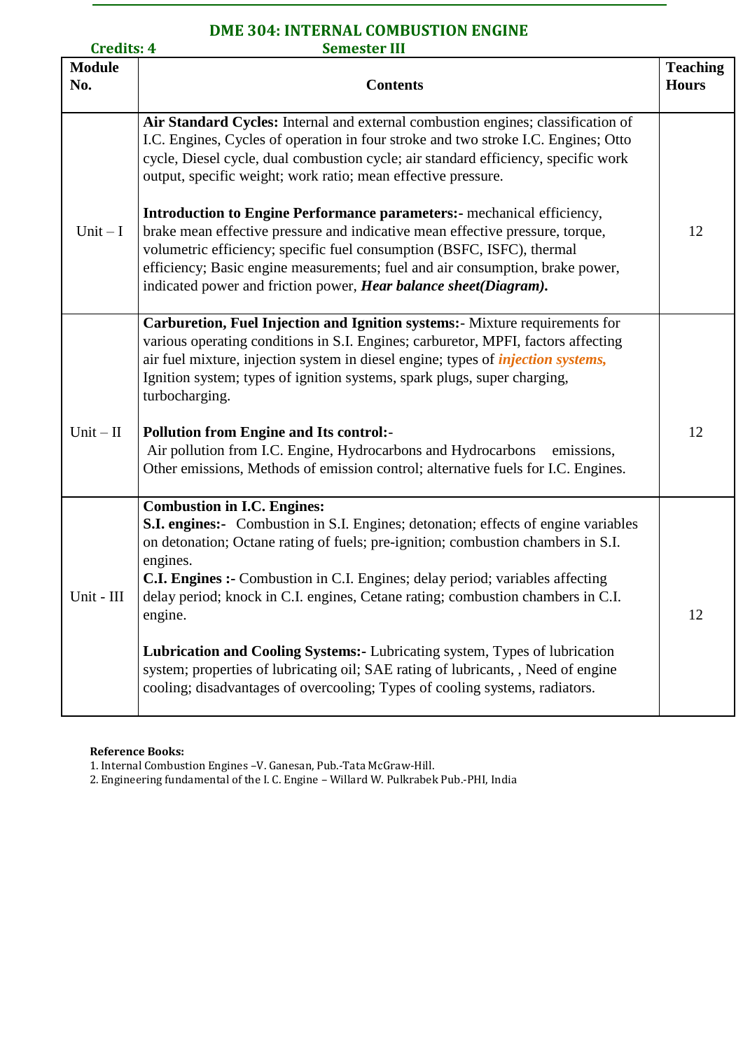## DME 304: INTERNAL COMBUSTION ENGINE

**Credits: 4** **Semester III**

| Module No. | Contents | Teaching Hours |
|---|---|---|
| Unit – I | **Air Standard Cycles:** Internal and external combustion engines; classification of I.C. Engines, Cycles of operation in four stroke and two stroke I.C. Engines; Otto cycle, Diesel cycle, dual combustion cycle; air standard efficiency, specific work output, specific weight; work ratio; mean effective pressure.<br><br>**Introduction to Engine Performance parameters:-** mechanical efficiency, brake mean effective pressure and indicative mean effective pressure, torque, volumetric efficiency; specific fuel consumption (BSFC, ISFC), thermal efficiency; Basic engine measurements; fuel and air consumption, brake power, indicated power and friction power, ***Hear balance sheet(Diagram).*** | 12 |
| Unit – II | **Carburetion, Fuel Injection and Ignition systems:-** Mixture requirements for various operating conditions in S.I. Engines; carburetor, MPFI, factors affecting air fuel mixture, injection system in diesel engine; types of ***injection systems,*** Ignition system; types of ignition systems, spark plugs, super charging, turbocharging.<br><br>**Pollution from Engine and Its control:-**<br>Air pollution from I.C. Engine, Hydrocarbons and Hydrocarbons emissions, Other emissions, Methods of emission control; alternative fuels for I.C. Engines. | 12 |
| Unit - III | **Combustion in I.C. Engines:**<br>**S.I. engines:-** Combustion in S.I. Engines; detonation; effects of engine variables on detonation; Octane rating of fuels; pre-ignition; combustion chambers in S.I. engines.<br>**C.I. Engines :-** Combustion in C.I. Engines; delay period; variables affecting delay period; knock in C.I. engines, Cetane rating; combustion chambers in C.I. engine.<br><br>**Lubrication and Cooling Systems:-** Lubricating system, Types of lubrication system; properties of lubricating oil; SAE rating of lubricants, , Need of engine cooling; disadvantages of overcooling; Types of cooling systems, radiators. | 12 |

**Reference Books:**

1. Internal Combustion Engines –V. Ganesan, Pub.-Tata McGraw-Hill.
2. Engineering fundamental of the I. C. Engine – Willard W. Pulkrabek Pub.-PHI, India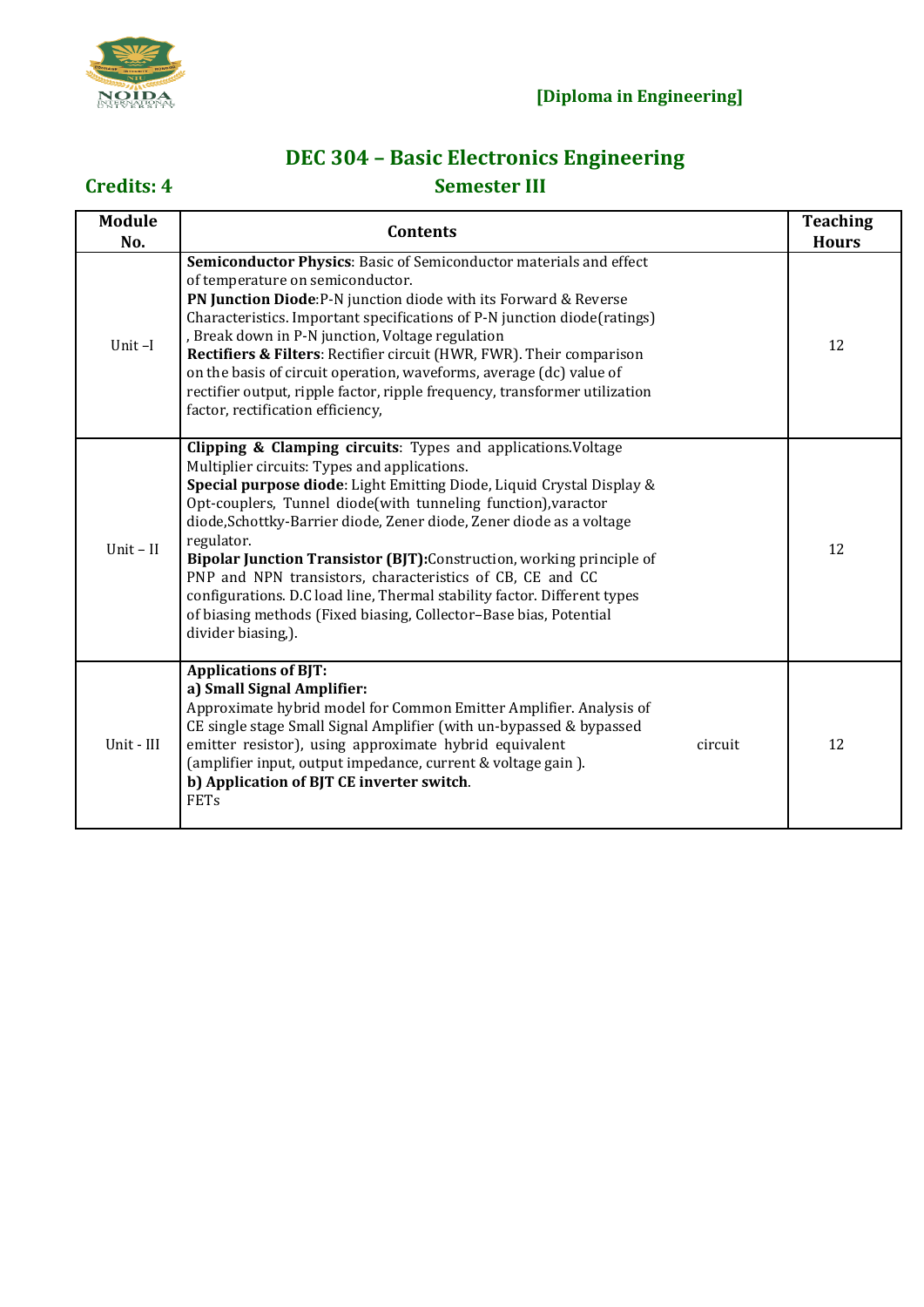**[Diploma in Engineering]**

# DEC 304 – Basic Electronics Engineering

**Credits: 4** **Semester III**

| Module No. | Contents | Teaching Hours |
|---|---|---|
| Unit –I | **Semiconductor Physics**: Basic of Semiconductor materials and effect of temperature on semiconductor. **PN Junction Diode**:P-N junction diode with its Forward & Reverse Characteristics. Important specifications of P-N junction diode(ratings) , Break down in P-N junction, Voltage regulation **Rectifiers & Filters**: Rectifier circuit (HWR, FWR). Their comparison on the basis of circuit operation, waveforms, average (dc) value of rectifier output, ripple factor, ripple frequency, transformer utilization factor, rectification efficiency, | 12 |
| Unit – II | **Clipping & Clamping circuits**: Types and applications.Voltage Multiplier circuits: Types and applications. **Special purpose diode**: Light Emitting Diode, Liquid Crystal Display & Opt-couplers, Tunnel diode(with tunneling function),varactor diode,Schottky-Barrier diode, Zener diode, Zener diode as a voltage regulator. **Bipolar Junction Transistor (BJT):**Construction, working principle of PNP and NPN transistors, characteristics of CB, CE and CC configurations. D.C load line, Thermal stability factor. Different types of biasing methods (Fixed biasing, Collector–Base bias, Potential divider biasing,). | 12 |
| Unit - III | **Applications of BJT:** **a) Small Signal Amplifier:** Approximate hybrid model for Common Emitter Amplifier. Analysis of CE single stage Small Signal Amplifier (with un-bypassed & bypassed emitter resistor), using approximate hybrid equivalent circuit (amplifier input, output impedance, current & voltage gain ). **b) Application of BJT CE inverter switch**. FETs | 12 |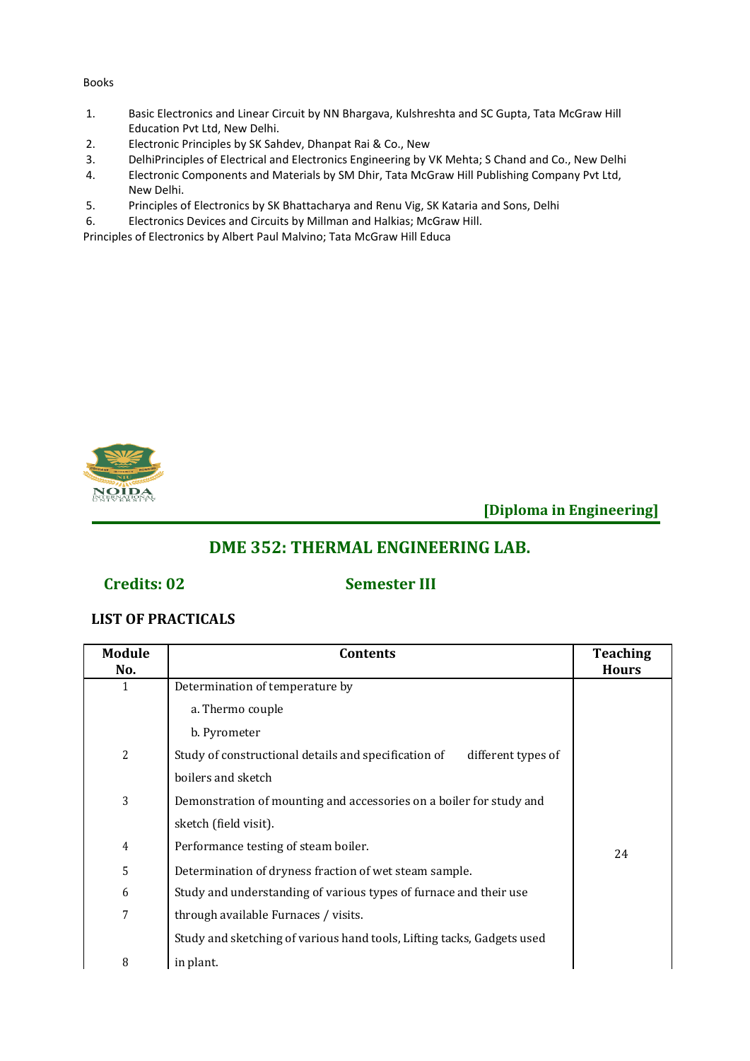Books

1. Basic Electronics and Linear Circuit by NN Bhargava, Kulshreshta and SC Gupta, Tata McGraw Hill Education Pvt Ltd, New Delhi.
2. Electronic Principles by SK Sahdev, Dhanpat Rai & Co., New
3. DelhiPrinciples of Electrical and Electronics Engineering by VK Mehta; S Chand and Co., New Delhi
4. Electronic Components and Materials by SM Dhir, Tata McGraw Hill Publishing Company Pvt Ltd, New Delhi.
5. Principles of Electronics by SK Bhattacharya and Renu Vig, SK Kataria and Sons, Delhi
6. Electronics Devices and Circuits by Millman and Halkias; McGraw Hill.

Principles of Electronics by Albert Paul Malvino; Tata McGraw Hill Educa

**[Diploma in Engineering]**

## DME 352: THERMAL ENGINEERING LAB.

**Credits: 02** **Semester III**

### LIST OF PRACTICALS

| Module No. | Contents | Teaching Hours |
|---|---|---|
| 1 | Determination of temperature by<br>a. Thermo couple<br>b. Pyrometer | 24 |
| 2 | Study of constructional details and specification of different types of boilers and sketch | |
| 3 | Demonstration of mounting and accessories on a boiler for study and sketch (field visit). | |
| 4 | Performance testing of steam boiler. | |
| 5 | Determination of dryness fraction of wet steam sample. | |
| 6 | Study and understanding of various types of furnace and their use | |
| 7 | through available Furnaces / visits.<br>Study and sketching of various hand tools, Lifting tacks, Gadgets used | |
| 8 | in plant. | |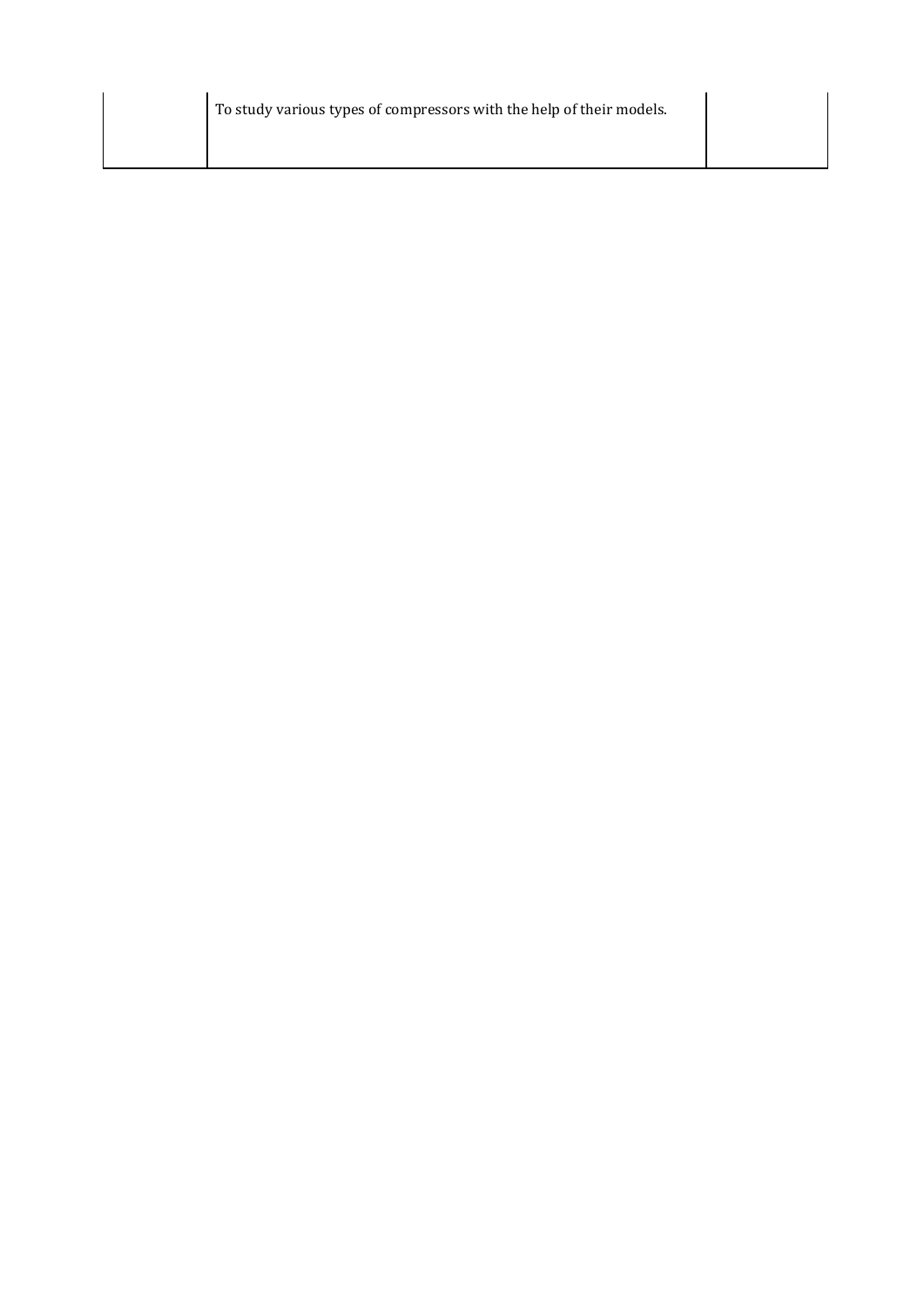| | | |
|---|---|---|
| | To study various types of compressors with the help of their models. | |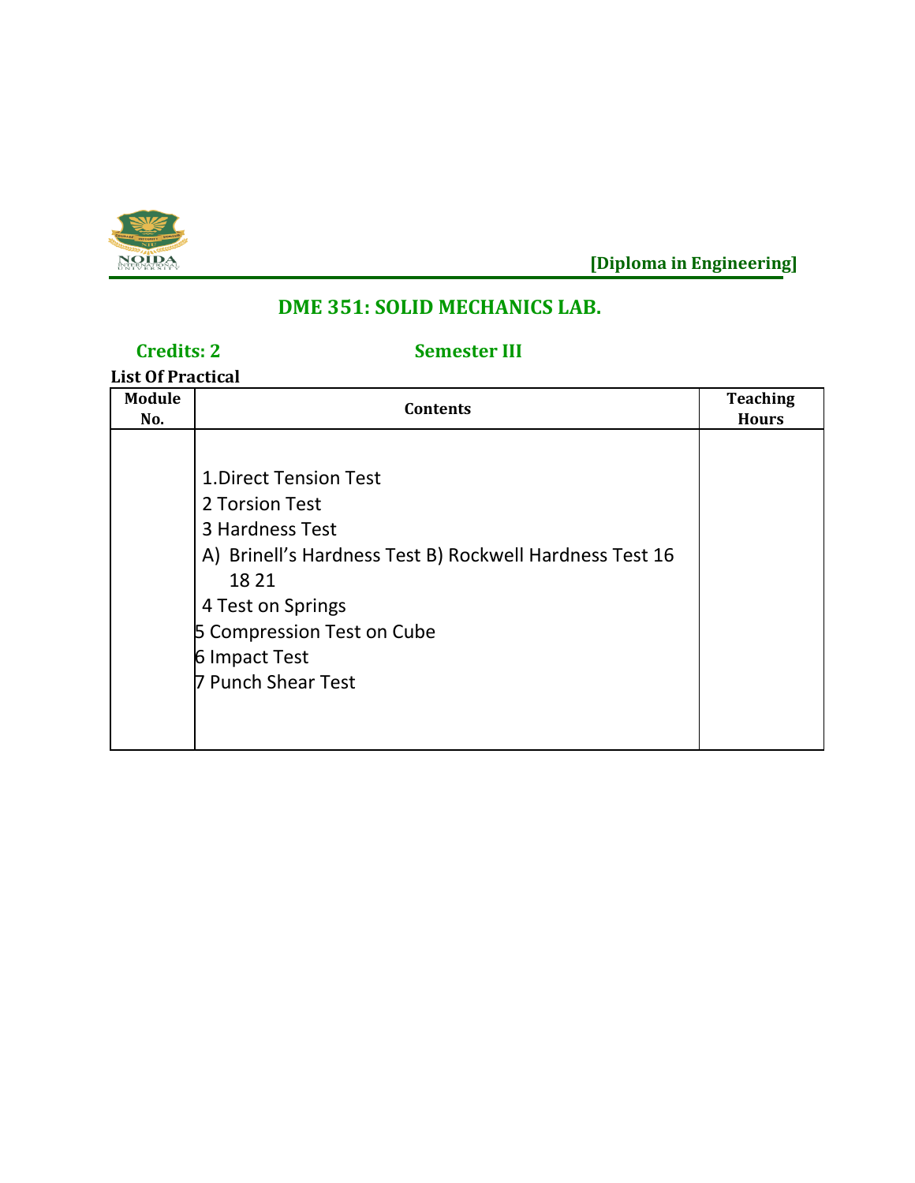[Diploma in Engineering]

## DME 351: SOLID MECHANICS LAB.

**Credits: 2** **Semester III**

**List Of Practical**

| Module No. | Contents | Teaching Hours |
|---|---|---|
| | 1.Direct Tension Test<br>2 Torsion Test<br>3 Hardness Test<br>A) Brinell's Hardness Test B) Rockwell Hardness Test 16 18 21<br>4 Test on Springs<br>5 Compression Test on Cube<br>6 Impact Test<br>7 Punch Shear Test | |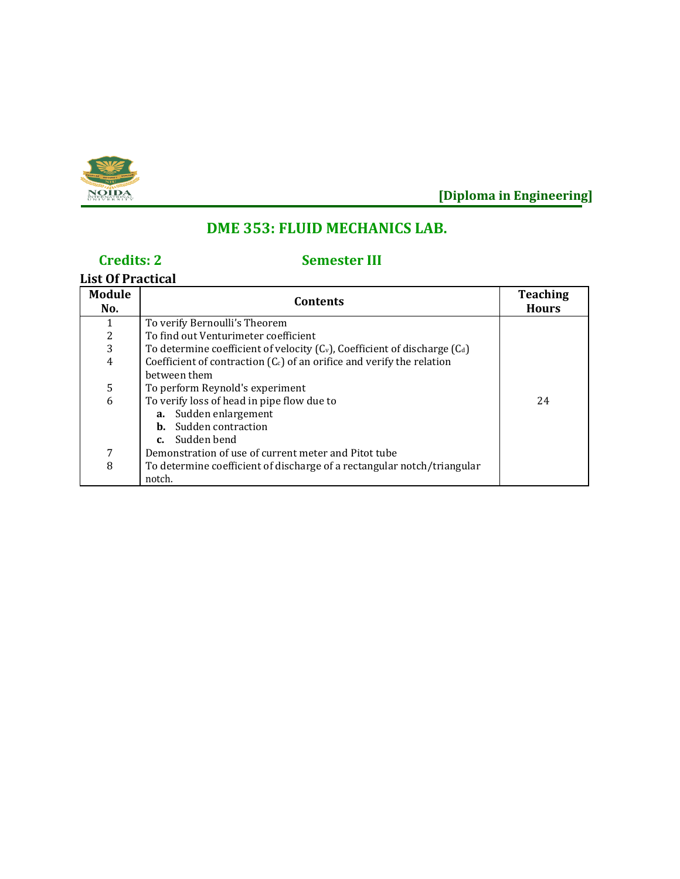**[Diploma in Engineering]**

## DME 353: FLUID MECHANICS LAB.

**Credits: 2** **Semester III**

**List Of Practical**

| Module No. | Contents | Teaching Hours |
|---|---|---|
| 1 | To verify Bernoulli's Theorem | 24 |
| 2 | To find out Venturimeter coefficient | |
| 3 | To determine coefficient of velocity ($C_v$), Coefficient of discharge ($C_d$) | |
| 4 | Coefficient of contraction ($C_c$) of an orifice and verify the relation between them | |
| 5 | To perform Reynold's experiment | |
| 6 | To verify loss of head in pipe flow due to<br>**a.** Sudden enlargement<br>**b.** Sudden contraction<br>**c.** Sudden bend | |
| 7 | Demonstration of use of current meter and Pitot tube | |
| 8 | To determine coefficient of discharge of a rectangular notch/triangular notch. | |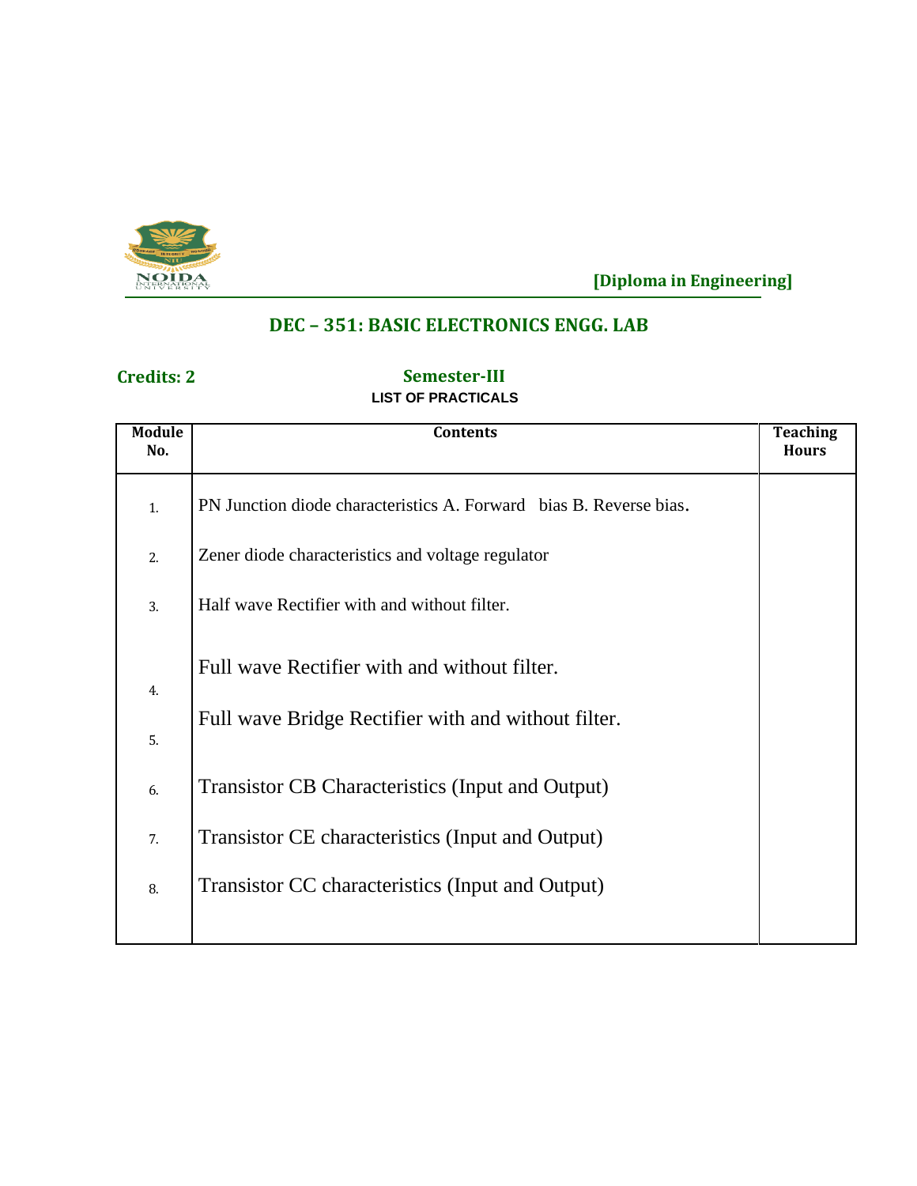[Diploma in Engineering]

## DEC – 351: BASIC ELECTRONICS ENGG. LAB

**Credits: 2** **Semester-III**

**LIST OF PRACTICALS**

| Module No. | Contents | Teaching Hours |
|---|---|---|
| 1. | PN Junction diode characteristics A. Forward bias B. Reverse bias. | |
| 2. | Zener diode characteristics and voltage regulator | |
| 3. | Half wave Rectifier with and without filter. | |
| 4. | Full wave Rectifier with and without filter. | |
| 5. | Full wave Bridge Rectifier with and without filter. | |
| 6. | Transistor CB Characteristics (Input and Output) | |
| 7. | Transistor CE characteristics (Input and Output) | |
| 8. | Transistor CC characteristics (Input and Output) | |